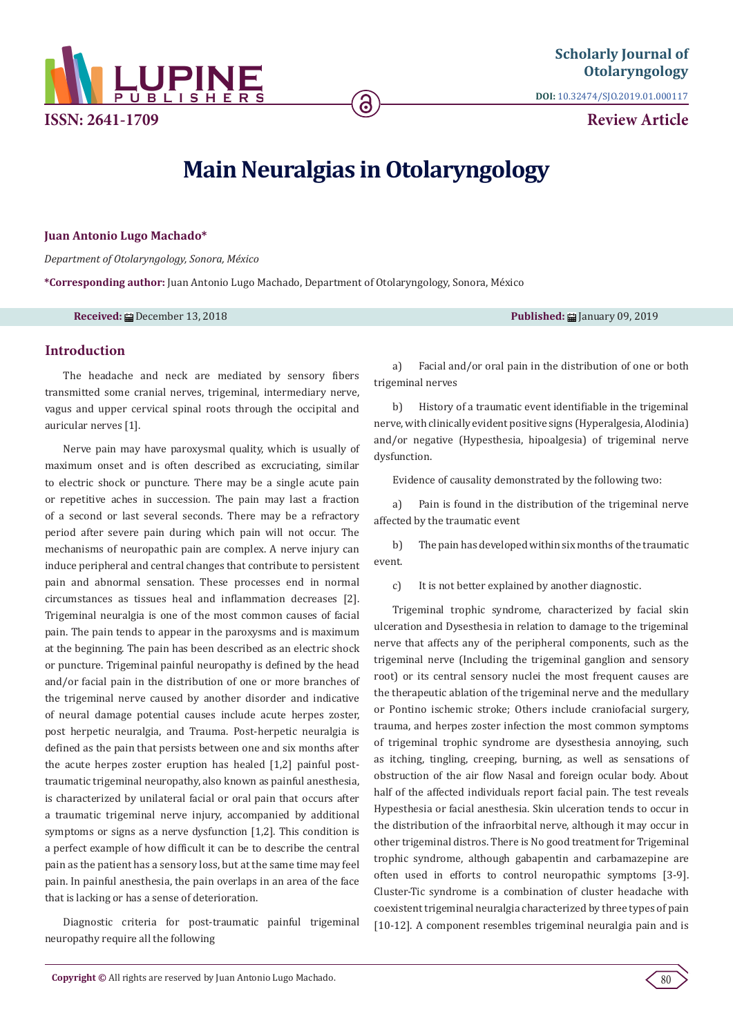Scholarly Journal of Otolaryngology

DOI: 10.32474/SJO.2019.01.000117

ISSN: 2641-1709

Review Article

# Main Neuralgias in Otolaryngology

**Juan Antonio Lugo Machado***

*Department of Otolaryngology, Sonora, México*

**\*Corresponding author:** Juan Antonio Lugo Machado, Department of Otolaryngology, Sonora, México

**Received:** December 13, 2018 **Published:** January 09, 2019

## Introduction

The headache and neck are mediated by sensory fibers transmitted some cranial nerves, trigeminal, intermediary nerve, vagus and upper cervical spinal roots through the occipital and auricular nerves [1].

Nerve pain may have paroxysmal quality, which is usually of maximum onset and is often described as excruciating, similar to electric shock or puncture. There may be a single acute pain or repetitive aches in succession. The pain may last a fraction of a second or last several seconds. There may be a refractory period after severe pain during which pain will not occur. The mechanisms of neuropathic pain are complex. A nerve injury can induce peripheral and central changes that contribute to persistent pain and abnormal sensation. These processes end in normal circumstances as tissues heal and inflammation decreases [2]. Trigeminal neuralgia is one of the most common causes of facial pain. The pain tends to appear in the paroxysms and is maximum at the beginning. The pain has been described as an electric shock or puncture. Trigeminal painful neuropathy is defined by the head and/or facial pain in the distribution of one or more branches of the trigeminal nerve caused by another disorder and indicative of neural damage potential causes include acute herpes zoster, post herpetic neuralgia, and Trauma. Post-herpetic neuralgia is defined as the pain that persists between one and six months after the acute herpes zoster eruption has healed [1,2] painful post-traumatic trigeminal neuropathy, also known as painful anesthesia, is characterized by unilateral facial or oral pain that occurs after a traumatic trigeminal nerve injury, accompanied by additional symptoms or signs as a nerve dysfunction [1,2]. This condition is a perfect example of how difficult it can be to describe the central pain as the patient has a sensory loss, but at the same time may feel pain. In painful anesthesia, the pain overlaps in an area of the face that is lacking or has a sense of deterioration.

Diagnostic criteria for post-traumatic painful trigeminal neuropathy require all the following

a) Facial and/or oral pain in the distribution of one or both trigeminal nerves

b) History of a traumatic event identifiable in the trigeminal nerve, with clinically evident positive signs (Hyperalgesia, Alodinia) and/or negative (Hypesthesia, hipoalgesia) of trigeminal nerve dysfunction.

Evidence of causality demonstrated by the following two:

a) Pain is found in the distribution of the trigeminal nerve affected by the traumatic event

b) The pain has developed within six months of the traumatic event.

c) It is not better explained by another diagnostic.

Trigeminal trophic syndrome, characterized by facial skin ulceration and Dysesthesia in relation to damage to the trigeminal nerve that affects any of the peripheral components, such as the trigeminal nerve (Including the trigeminal ganglion and sensory root) or its central sensory nuclei the most frequent causes are the therapeutic ablation of the trigeminal nerve and the medullary or Pontino ischemic stroke; Others include craniofacial surgery, trauma, and herpes zoster infection the most common symptoms of trigeminal trophic syndrome are dysesthesia annoying, such as itching, tingling, creeping, burning, as well as sensations of obstruction of the air flow Nasal and foreign ocular body. About half of the affected individuals report facial pain. The test reveals Hypesthesia or facial anesthesia. Skin ulceration tends to occur in the distribution of the infraorbital nerve, although it may occur in other trigeminal distros. There is No good treatment for Trigeminal trophic syndrome, although gabapentin and carbamazepine are often used in efforts to control neuropathic symptoms [3-9]. Cluster-Tic syndrome is a combination of cluster headache with coexistent trigeminal neuralgia characterized by three types of pain [10-12]. A component resembles trigeminal neuralgia pain and is

**Copyright ©** All rights are reserved by Juan Antonio Lugo Machado.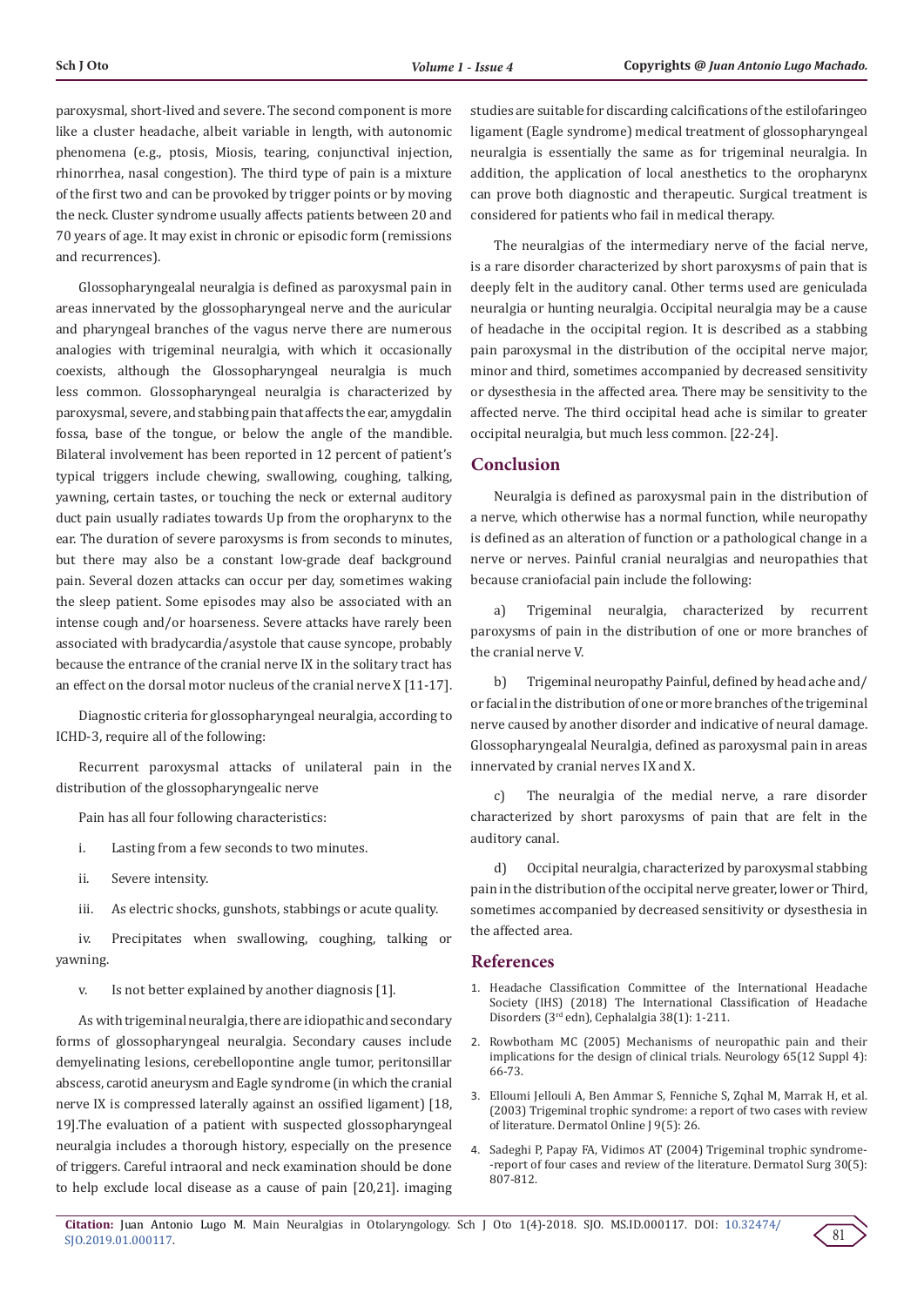paroxysmal, short-lived and severe. The second component is more like a cluster headache, albeit variable in length, with autonomic phenomena (e.g., ptosis, Miosis, tearing, conjunctival injection, rhinorrhea, nasal congestion). The third type of pain is a mixture of the first two and can be provoked by trigger points or by moving the neck. Cluster syndrome usually affects patients between 20 and 70 years of age. It may exist in chronic or episodic form (remissions and recurrences).

Glossopharyngealal neuralgia is defined as paroxysmal pain in areas innervated by the glossopharyngeal nerve and the auricular and pharyngeal branches of the vagus nerve there are numerous analogies with trigeminal neuralgia, with which it occasionally coexists, although the Glossopharyngeal neuralgia is much less common. Glossopharyngeal neuralgia is characterized by paroxysmal, severe, and stabbing pain that affects the ear, amygdalin fossa, base of the tongue, or below the angle of the mandible. Bilateral involvement has been reported in 12 percent of patient's typical triggers include chewing, swallowing, coughing, talking, yawning, certain tastes, or touching the neck or external auditory duct pain usually radiates towards Up from the oropharynx to the ear. The duration of severe paroxysms is from seconds to minutes, but there may also be a constant low-grade deaf background pain. Several dozen attacks can occur per day, sometimes waking the sleep patient. Some episodes may also be associated with an intense cough and/or hoarseness. Severe attacks have rarely been associated with bradycardia/asystole that cause syncope, probably because the entrance of the cranial nerve IX in the solitary tract has an effect on the dorsal motor nucleus of the cranial nerve X [11-17].

Diagnostic criteria for glossopharyngeal neuralgia, according to ICHD-3, require all of the following:

Recurrent paroxysmal attacks of unilateral pain in the distribution of the glossopharyngealic nerve

Pain has all four following characteristics:

i. Lasting from a few seconds to two minutes.

ii. Severe intensity.

iii. As electric shocks, gunshots, stabbings or acute quality.

iv. Precipitates when swallowing, coughing, talking or yawning.

v. Is not better explained by another diagnosis [1].

As with trigeminal neuralgia, there are idiopathic and secondary forms of glossopharyngeal neuralgia. Secondary causes include demyelinating lesions, cerebellopontine angle tumor, peritonsillar abscess, carotid aneurysm and Eagle syndrome (in which the cranial nerve IX is compressed laterally against an ossified ligament) [18, 19].The evaluation of a patient with suspected glossopharyngeal neuralgia includes a thorough history, especially on the presence of triggers. Careful intraoral and neck examination should be done to help exclude local disease as a cause of pain [20,21]. imaging studies are suitable for discarding calcifications of the estilofaringeo ligament (Eagle syndrome) medical treatment of glossopharyngeal neuralgia is essentially the same as for trigeminal neuralgia. In addition, the application of local anesthetics to the oropharynx can prove both diagnostic and therapeutic. Surgical treatment is considered for patients who fail in medical therapy.

The neuralgias of the intermediary nerve of the facial nerve, is a rare disorder characterized by short paroxysms of pain that is deeply felt in the auditory canal. Other terms used are geniculada neuralgia or hunting neuralgia. Occipital neuralgia may be a cause of headache in the occipital region. It is described as a stabbing pain paroxysmal in the distribution of the occipital nerve major, minor and third, sometimes accompanied by decreased sensitivity or dysesthesia in the affected area. There may be sensitivity to the affected nerve. The third occipital head ache is similar to greater occipital neuralgia, but much less common. [22-24].

## Conclusion

Neuralgia is defined as paroxysmal pain in the distribution of a nerve, which otherwise has a normal function, while neuropathy is defined as an alteration of function or a pathological change in a nerve or nerves. Painful cranial neuralgias and neuropathies that because craniofacial pain include the following:

a) Trigeminal neuralgia, characterized by recurrent paroxysms of pain in the distribution of one or more branches of the cranial nerve V.

b) Trigeminal neuropathy Painful, defined by head ache and/or facial in the distribution of one or more branches of the trigeminal nerve caused by another disorder and indicative of neural damage. Glossopharyngealal Neuralgia, defined as paroxysmal pain in areas innervated by cranial nerves IX and X.

c) The neuralgia of the medial nerve, a rare disorder characterized by short paroxysms of pain that are felt in the auditory canal.

d) Occipital neuralgia, characterized by paroxysmal stabbing pain in the distribution of the occipital nerve greater, lower or Third, sometimes accompanied by decreased sensitivity or dysesthesia in the affected area.

## References

1. Headache Classification Committee of the International Headache Society (IHS) (2018) The International Classification of Headache Disorders (3rd edn), Cephalalgia 38(1): 1-211.
2. Rowbotham MC (2005) Mechanisms of neuropathic pain and their implications for the design of clinical trials. Neurology 65(12 Suppl 4): 66-73.
3. Elloumi Jellouli A, Ben Ammar S, Fenniche S, Zqhal M, Marrak H, et al. (2003) Trigeminal trophic syndrome: a report of two cases with review of literature. Dermatol Online J 9(5): 26.
4. Sadeghi P, Papay FA, Vidimos AT (2004) Trigeminal trophic syndrome--report of four cases and review of the literature. Dermatol Surg 30(5): 807-812.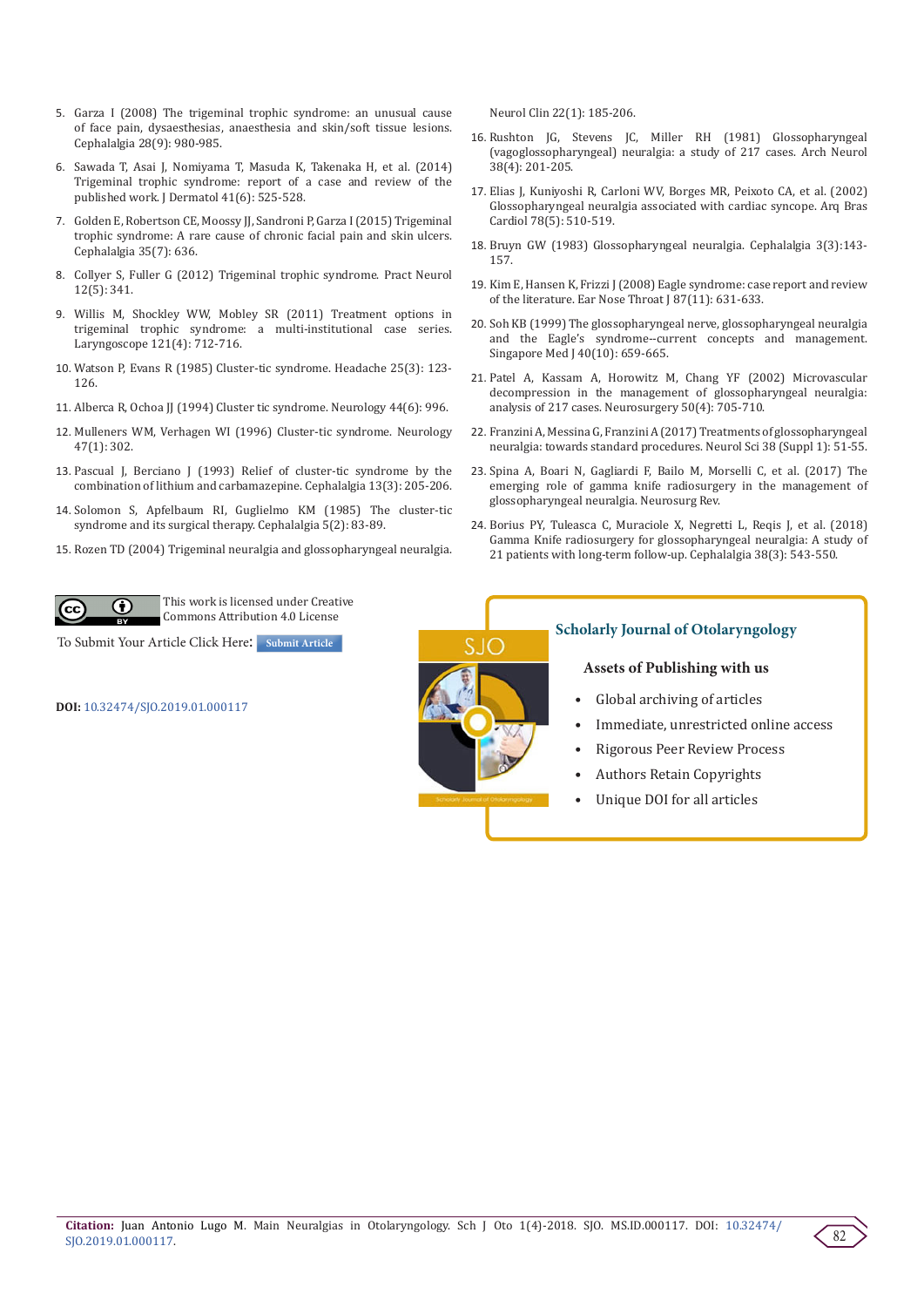5. Garza I (2008) The trigeminal trophic syndrome: an unusual cause of face pain, dysaesthesias, anaesthesia and skin/soft tissue lesions. Cephalalgia 28(9): 980-985.

6. Sawada T, Asai J, Nomiyama T, Masuda K, Takenaka H, et al. (2014) Trigeminal trophic syndrome: report of a case and review of the published work. J Dermatol 41(6): 525-528.

7. Golden E, Robertson CE, Moossy JJ, Sandroni P, Garza I (2015) Trigeminal trophic syndrome: A rare cause of chronic facial pain and skin ulcers. Cephalalgia 35(7): 636.

8. Collyer S, Fuller G (2012) Trigeminal trophic syndrome. Pract Neurol 12(5): 341.

9. Willis M, Shockley WW, Mobley SR (2011) Treatment options in trigeminal trophic syndrome: a multi-institutional case series. Laryngoscope 121(4): 712-716.

10. Watson P, Evans R (1985) Cluster-tic syndrome. Headache 25(3): 123-126.

11. Alberca R, Ochoa JJ (1994) Cluster tic syndrome. Neurology 44(6): 996.

12. Mulleners WM, Verhagen WI (1996) Cluster-tic syndrome. Neurology 47(1): 302.

13. Pascual J, Berciano J (1993) Relief of cluster-tic syndrome by the combination of lithium and carbamazepine. Cephalalgia 13(3): 205-206.

14. Solomon S, Apfelbaum RI, Guglielmo KM (1985) The cluster-tic syndrome and its surgical therapy. Cephalalgia 5(2): 83-89.

15. Rozen TD (2004) Trigeminal neuralgia and glossopharyngeal neuralgia. Neurol Clin 22(1): 185-206.

16. Rushton JG, Stevens JC, Miller RH (1981) Glossopharyngeal (vagoglossopharyngeal) neuralgia: a study of 217 cases. Arch Neurol 38(4): 201-205.

17. Elias J, Kuniyoshi R, Carloni WV, Borges MR, Peixoto CA, et al. (2002) Glossopharyngeal neuralgia associated with cardiac syncope. Arq Bras Cardiol 78(5): 510-519.

18. Bruyn GW (1983) Glossopharyngeal neuralgia. Cephalalgia 3(3):143-157.

19. Kim E, Hansen K, Frizzi J (2008) Eagle syndrome: case report and review of the literature. Ear Nose Throat J 87(11): 631-633.

20. Soh KB (1999) The glossopharyngeal nerve, glossopharyngeal neuralgia and the Eagle's syndrome--current concepts and management. Singapore Med J 40(10): 659-665.

21. Patel A, Kassam A, Horowitz M, Chang YF (2002) Microvascular decompression in the management of glossopharyngeal neuralgia: analysis of 217 cases. Neurosurgery 50(4): 705-710.

22. Franzini A, Messina G, Franzini A (2017) Treatments of glossopharyngeal neuralgia: towards standard procedures. Neurol Sci 38 (Suppl 1): 51-55.

23. Spina A, Boari N, Gagliardi F, Bailo M, Morselli C, et al. (2017) The emerging role of gamma knife radiosurgery in the management of glossopharyngeal neuralgia. Neurosurg Rev.

24. Borius PY, Tuleasca C, Muraciole X, Negretti L, Reqis J, et al. (2018) Gamma Knife radiosurgery for glossopharyngeal neuralgia: A study of 21 patients with long-term follow-up. Cephalalgia 38(3): 543-550.

This work is licensed under Creative Commons Attribution 4.0 License

To Submit Your Article Click Here: Submit Article

**DOI:** 10.32474/SJO.2019.01.000117

**Scholarly Journal of Otolaryngology**

**Assets of Publishing with us**

- Global archiving of articles
- Immediate, unrestricted online access
- Rigorous Peer Review Process
- Authors Retain Copyrights
- Unique DOI for all articles